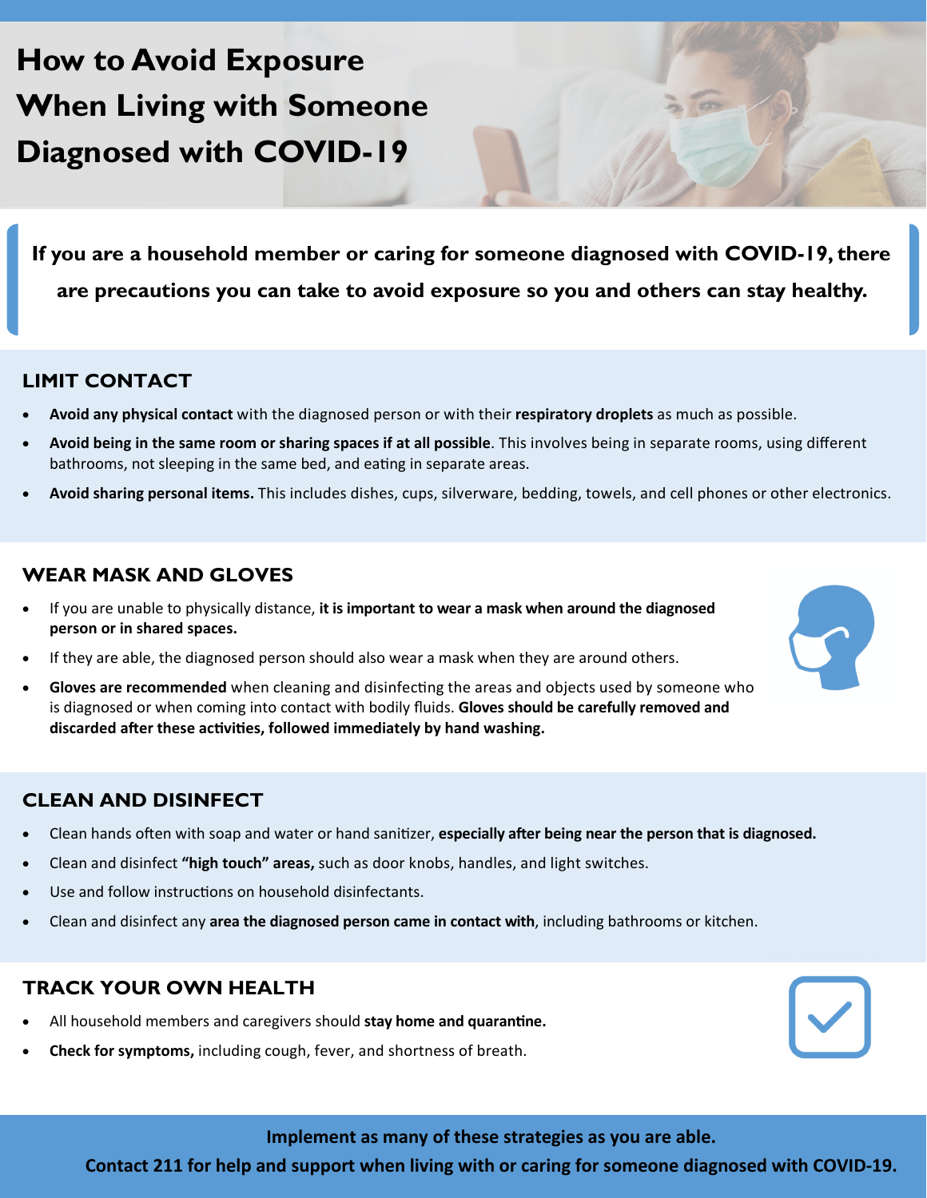# How to Avoid Exposure When Living with Someone Diagnosed with COVID-19

**If you are a household member or caring for someone diagnosed with COVID-19, there are precautions you can take to avoid exposure so you and others can stay healthy.**

## LIMIT CONTACT

- **Avoid any physical contact** with the diagnosed person or with their **respiratory droplets** as much as possible.
- **Avoid being in the same room or sharing spaces if at all possible**. This involves being in separate rooms, using different bathrooms, not sleeping in the same bed, and eating in separate areas.
- **Avoid sharing personal items.** This includes dishes, cups, silverware, bedding, towels, and cell phones or other electronics.

## WEAR MASK AND GLOVES

- If you are unable to physically distance, **it is important to wear a mask when around the diagnosed person or in shared spaces.**
- If they are able, the diagnosed person should also wear a mask when they are around others.
- **Gloves are recommended** when cleaning and disinfecting the areas and objects used by someone who is diagnosed or when coming into contact with bodily fluids. **Gloves should be carefully removed and discarded after these activities, followed immediately by hand washing.**

## CLEAN AND DISINFECT

- Clean hands often with soap and water or hand sanitizer, **especially after being near the person that is diagnosed.**
- Clean and disinfect **"high touch" areas,** such as door knobs, handles, and light switches.
- Use and follow instructions on household disinfectants.
- Clean and disinfect any **area the diagnosed person came in contact with**, including bathrooms or kitchen.

## TRACK YOUR OWN HEALTH

- All household members and caregivers should **stay home and quarantine.**
- **Check for symptoms,** including cough, fever, and shortness of breath.

**Implement as many of these strategies as you are able.**

**Contact 211 for help and support when living with or caring for someone diagnosed with COVID-19.**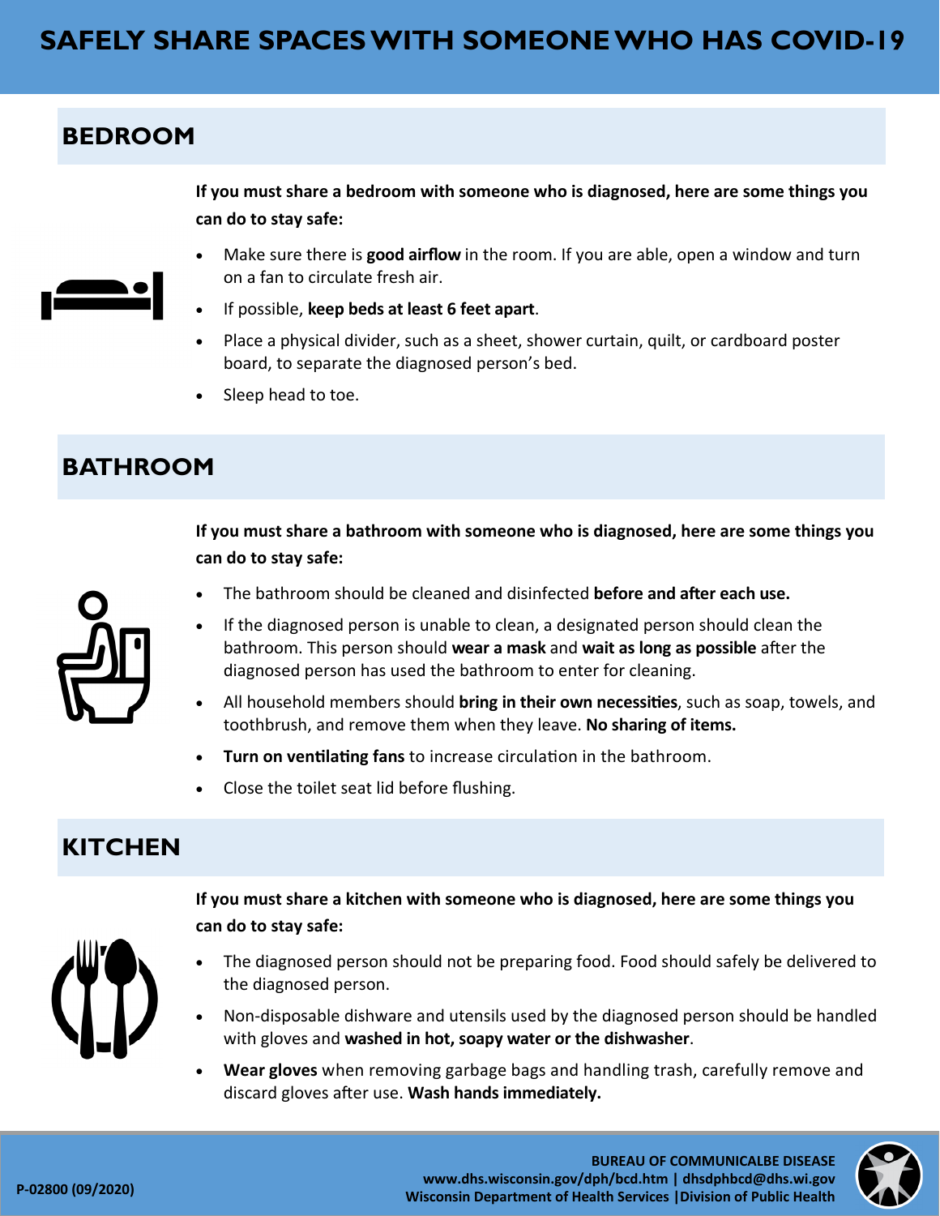# SAFELY SHARE SPACES WITH SOMEONE WHO HAS COVID-19

## BEDROOM

**If you must share a bedroom with someone who is diagnosed, here are some things you can do to stay safe:**

- Make sure there is **good airflow** in the room. If you are able, open a window and turn on a fan to circulate fresh air.
- If possible, **keep beds at least 6 feet apart**.
- Place a physical divider, such as a sheet, shower curtain, quilt, or cardboard poster board, to separate the diagnosed person's bed.
- Sleep head to toe.

## BATHROOM

**If you must share a bathroom with someone who is diagnosed, here are some things you can do to stay safe:**

- The bathroom should be cleaned and disinfected **before and after each use.**
- If the diagnosed person is unable to clean, a designated person should clean the bathroom. This person should **wear a mask** and **wait as long as possible** after the diagnosed person has used the bathroom to enter for cleaning.
- All household members should **bring in their own necessities**, such as soap, towels, and toothbrush, and remove them when they leave. **No sharing of items.**
- **Turn on ventilating fans** to increase circulation in the bathroom.
- Close the toilet seat lid before flushing.

## KITCHEN

**If you must share a kitchen with someone who is diagnosed, here are some things you can do to stay safe:**

- The diagnosed person should not be preparing food. Food should safely be delivered to the diagnosed person.
- Non-disposable dishware and utensils used by the diagnosed person should be handled with gloves and **washed in hot, soapy water or the dishwasher**.
- **Wear gloves** when removing garbage bags and handling trash, carefully remove and discard gloves after use. **Wash hands immediately.**

P-02800 (09/2020)

**BUREAU OF COMMUNICALBE DISEASE**
**www.dhs.wisconsin.gov/dph/bcd.htm | dhsdphbcd@dhs.wi.gov**
**Wisconsin Department of Health Services | Division of Public Health**